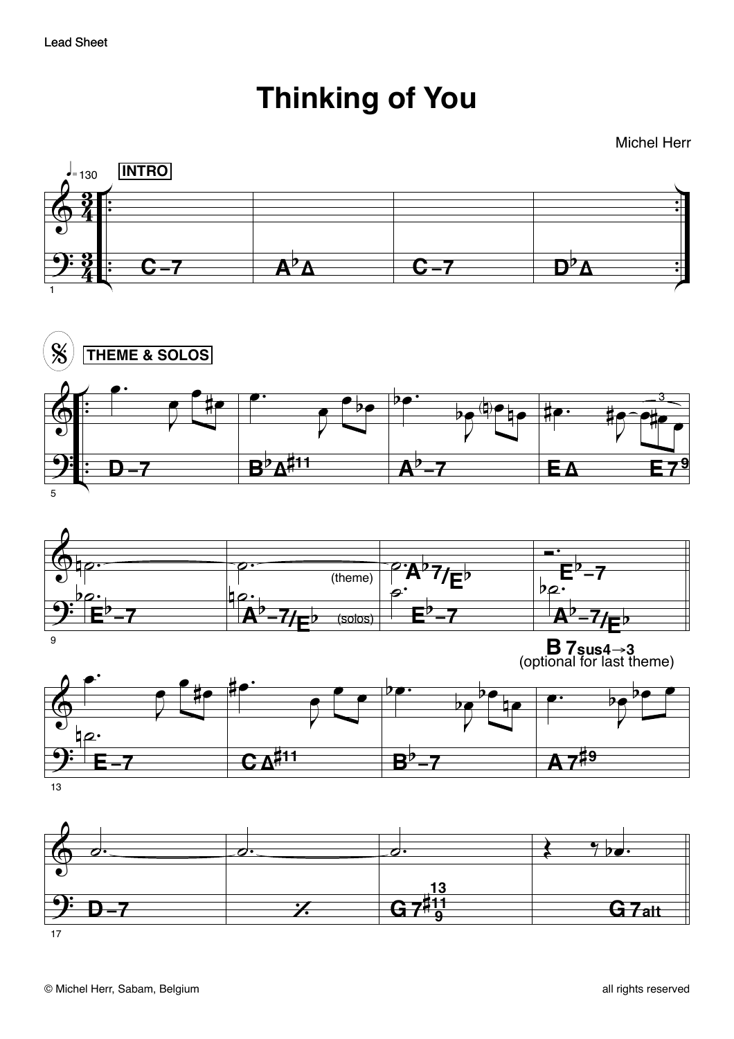Lead Sheet

# Thinking of You

Michel Herr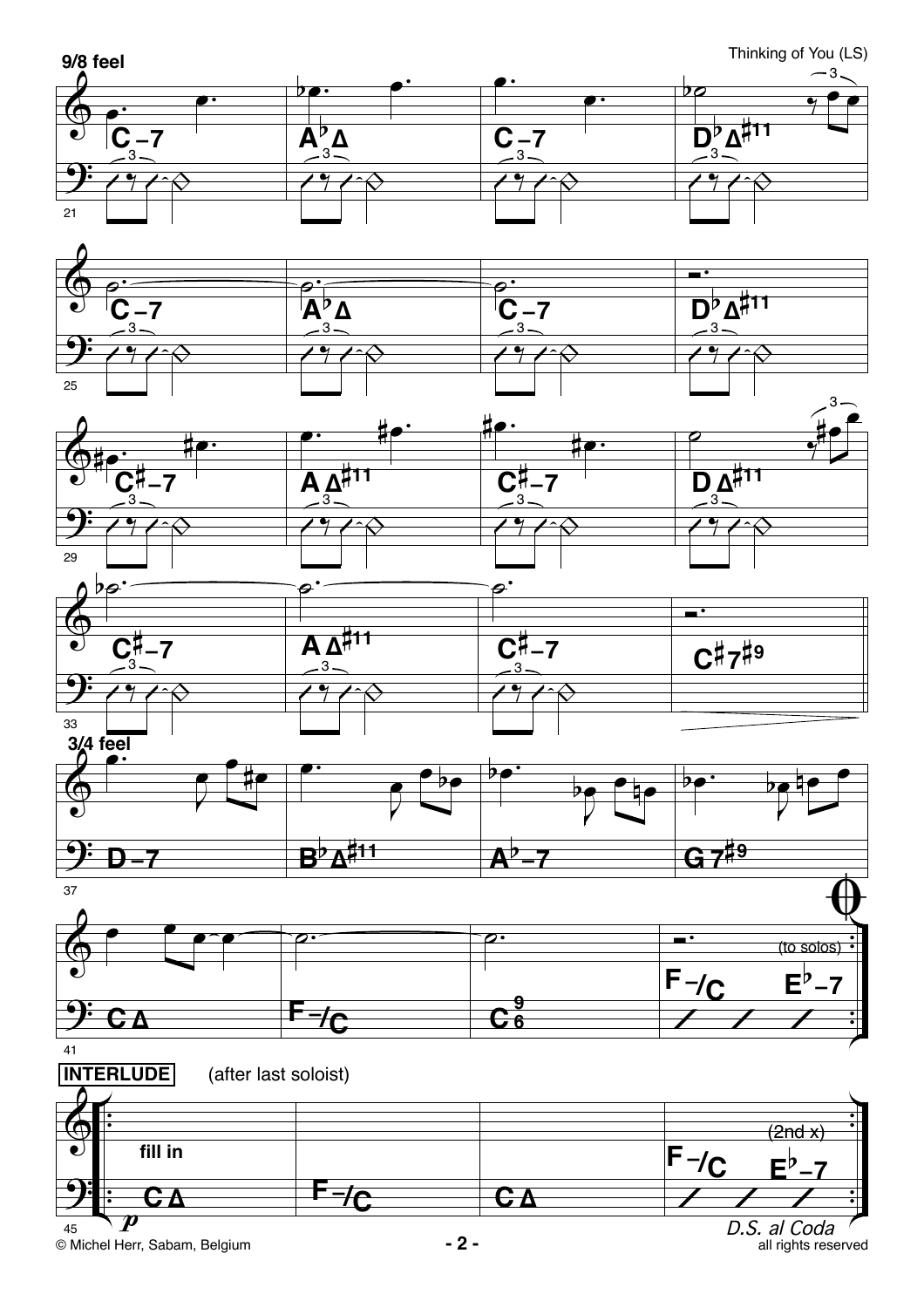9/8 feel

| 21 | | | |
|---|---|---|---|
| C –7 | A♭Δ | C –7 | D♭Δ♯11 |

| 25 | | | |
|---|---|---|---|
| C –7 | A♭Δ | C –7 | D♭Δ♯11 |

| 29 | | | |
|---|---|---|---|
| C♯–7 | A Δ♯11 | C♯–7 | D Δ♯11 |

| 33 | | | |
|---|---|---|---|
| C♯–7 | A Δ♯11 | C♯–7 | C♯7♯9 |

3/4 feel

| 37 | | | |
|---|---|---|---|
| D –7 | B♭Δ♯11 | A♭–7 | G 7♯9 |

| 41 | | | |
|---|---|---|---|
| C Δ | F –/C | C 6/9 | F –/C E♭–7 (to solos) |

**INTERLUDE** (after last soloist)

| 45 | | | |
|---|---|---|---|
| fill in C Δ | F –/C | C Δ | F –/C E♭–7 (2nd x) |

*D.S. al Coda*

© Michel Herr, Sabam, Belgium — all rights reserved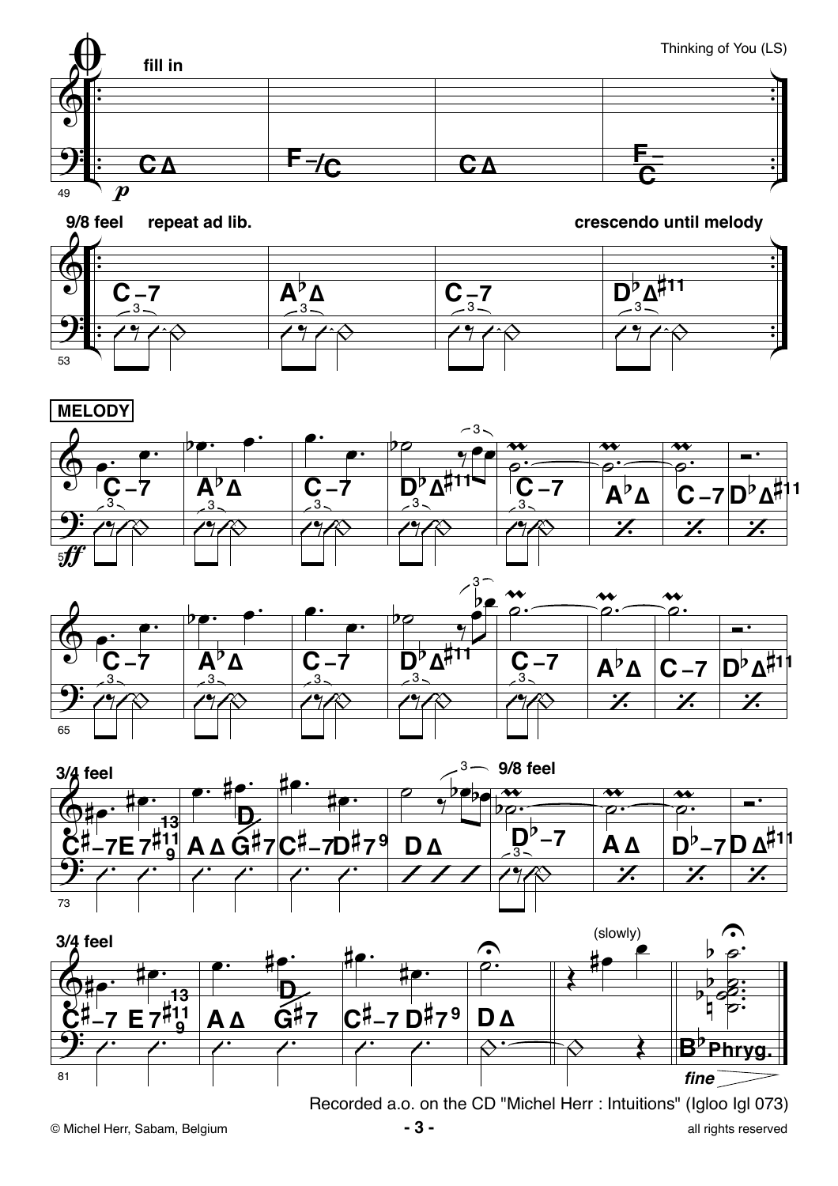Recorded a.o. on the CD "Michel Herr : Intuitions" (Igloo Igl 073)

© Michel Herr, Sabam, Belgium

all rights reserved